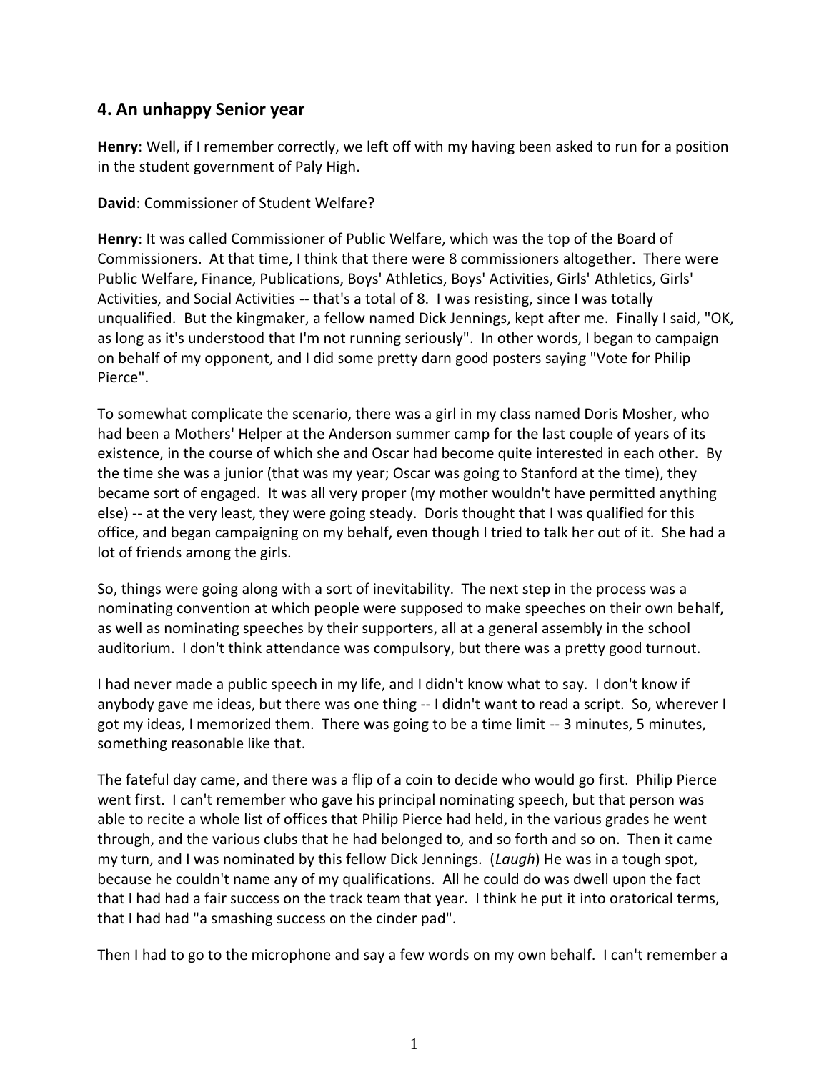## 4. An unhappy Senior year

**Henry**: Well, if I remember correctly, we left off with my having been asked to run for a position in the student government of Paly High.

**David**: Commissioner of Student Welfare?

**Henry**: It was called Commissioner of Public Welfare, which was the top of the Board of Commissioners. At that time, I think that there were 8 commissioners altogether. There were Public Welfare, Finance, Publications, Boys' Athletics, Boys' Activities, Girls' Athletics, Girls' Activities, and Social Activities -- that's a total of 8. I was resisting, since I was totally unqualified. But the kingmaker, a fellow named Dick Jennings, kept after me. Finally I said, "OK, as long as it's understood that I'm not running seriously". In other words, I began to campaign on behalf of my opponent, and I did some pretty darn good posters saying "Vote for Philip Pierce".

To somewhat complicate the scenario, there was a girl in my class named Doris Mosher, who had been a Mothers' Helper at the Anderson summer camp for the last couple of years of its existence, in the course of which she and Oscar had become quite interested in each other. By the time she was a junior (that was my year; Oscar was going to Stanford at the time), they became sort of engaged. It was all very proper (my mother wouldn't have permitted anything else) -- at the very least, they were going steady. Doris thought that I was qualified for this office, and began campaigning on my behalf, even though I tried to talk her out of it. She had a lot of friends among the girls.

So, things were going along with a sort of inevitability. The next step in the process was a nominating convention at which people were supposed to make speeches on their own behalf, as well as nominating speeches by their supporters, all at a general assembly in the school auditorium. I don't think attendance was compulsory, but there was a pretty good turnout.

I had never made a public speech in my life, and I didn't know what to say. I don't know if anybody gave me ideas, but there was one thing -- I didn't want to read a script. So, wherever I got my ideas, I memorized them. There was going to be a time limit -- 3 minutes, 5 minutes, something reasonable like that.

The fateful day came, and there was a flip of a coin to decide who would go first. Philip Pierce went first. I can't remember who gave his principal nominating speech, but that person was able to recite a whole list of offices that Philip Pierce had held, in the various grades he went through, and the various clubs that he had belonged to, and so forth and so on. Then it came my turn, and I was nominated by this fellow Dick Jennings. (*Laugh*) He was in a tough spot, because he couldn't name any of my qualifications. All he could do was dwell upon the fact that I had had a fair success on the track team that year. I think he put it into oratorical terms, that I had had "a smashing success on the cinder pad".

Then I had to go to the microphone and say a few words on my own behalf. I can't remember a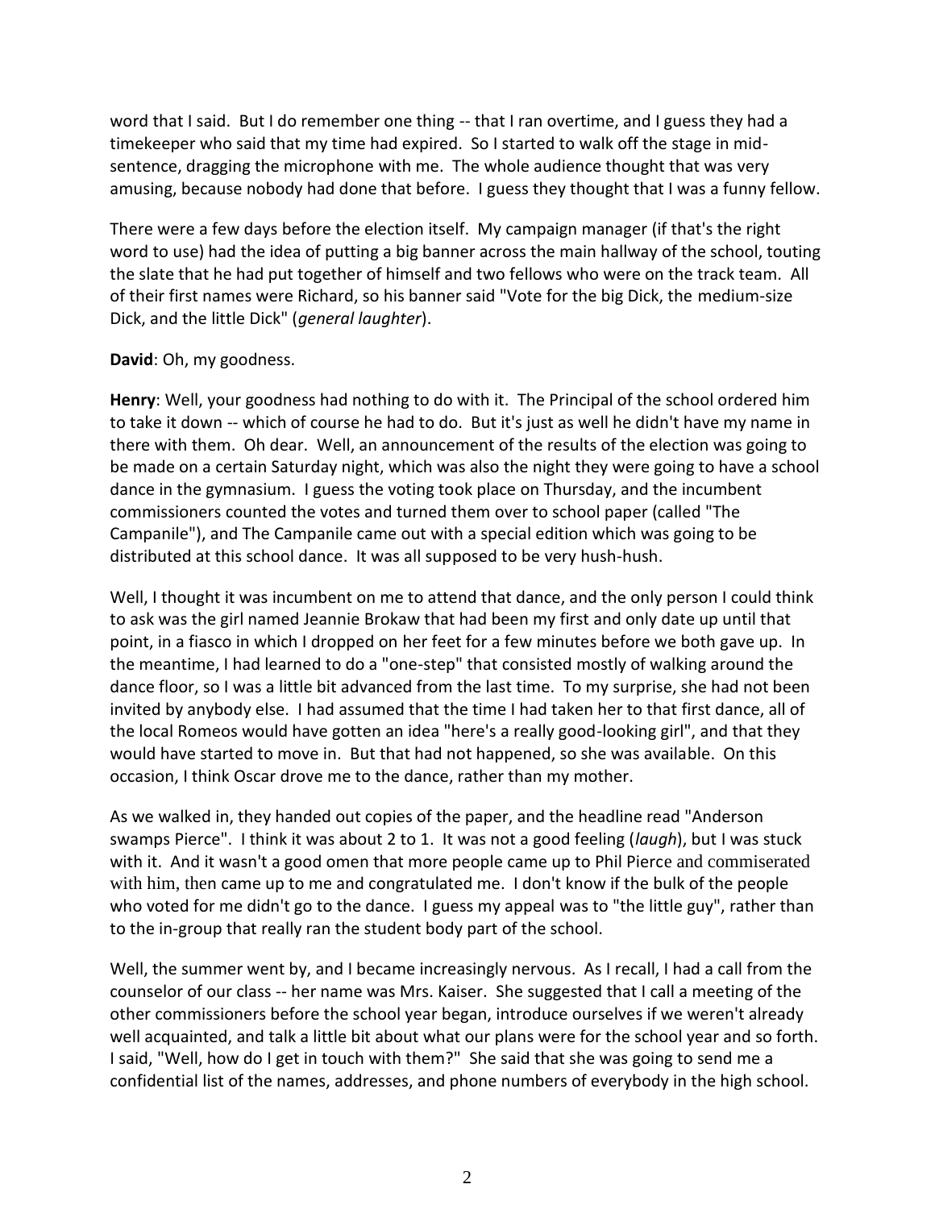word that I said. But I do remember one thing -- that I ran overtime, and I guess they had a timekeeper who said that my time had expired. So I started to walk off the stage in mid-sentence, dragging the microphone with me. The whole audience thought that was very amusing, because nobody had done that before. I guess they thought that I was a funny fellow.

There were a few days before the election itself. My campaign manager (if that's the right word to use) had the idea of putting a big banner across the main hallway of the school, touting the slate that he had put together of himself and two fellows who were on the track team. All of their first names were Richard, so his banner said "Vote for the big Dick, the medium-size Dick, and the little Dick" (*general laughter*).

**David**: Oh, my goodness.

**Henry**: Well, your goodness had nothing to do with it. The Principal of the school ordered him to take it down -- which of course he had to do. But it's just as well he didn't have my name in there with them. Oh dear. Well, an announcement of the results of the election was going to be made on a certain Saturday night, which was also the night they were going to have a school dance in the gymnasium. I guess the voting took place on Thursday, and the incumbent commissioners counted the votes and turned them over to school paper (called "The Campanile"), and The Campanile came out with a special edition which was going to be distributed at this school dance. It was all supposed to be very hush-hush.

Well, I thought it was incumbent on me to attend that dance, and the only person I could think to ask was the girl named Jeannie Brokaw that had been my first and only date up until that point, in a fiasco in which I dropped on her feet for a few minutes before we both gave up. In the meantime, I had learned to do a "one-step" that consisted mostly of walking around the dance floor, so I was a little bit advanced from the last time. To my surprise, she had not been invited by anybody else. I had assumed that the time I had taken her to that first dance, all of the local Romeos would have gotten an idea "here's a really good-looking girl", and that they would have started to move in. But that had not happened, so she was available. On this occasion, I think Oscar drove me to the dance, rather than my mother.

As we walked in, they handed out copies of the paper, and the headline read "Anderson swamps Pierce". I think it was about 2 to 1. It was not a good feeling (*laugh*), but I was stuck with it. And it wasn't a good omen that more people came up to Phil Pierce and commiserated with him, then came up to me and congratulated me. I don't know if the bulk of the people who voted for me didn't go to the dance. I guess my appeal was to "the little guy", rather than to the in-group that really ran the student body part of the school.

Well, the summer went by, and I became increasingly nervous. As I recall, I had a call from the counselor of our class -- her name was Mrs. Kaiser. She suggested that I call a meeting of the other commissioners before the school year began, introduce ourselves if we weren't already well acquainted, and talk a little bit about what our plans were for the school year and so forth. I said, "Well, how do I get in touch with them?" She said that she was going to send me a confidential list of the names, addresses, and phone numbers of everybody in the high school.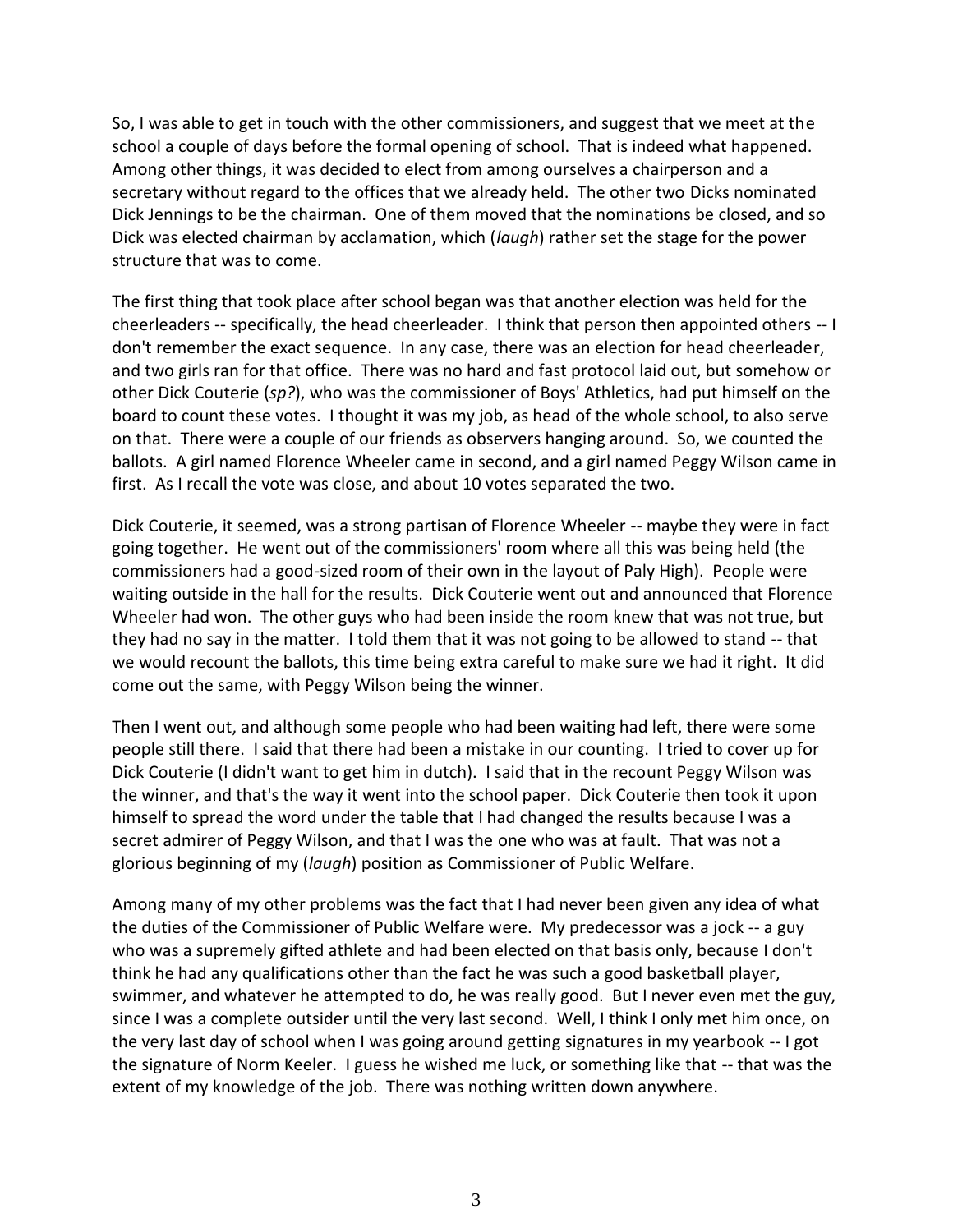So, I was able to get in touch with the other commissioners, and suggest that we meet at the school a couple of days before the formal opening of school. That is indeed what happened. Among other things, it was decided to elect from among ourselves a chairperson and a secretary without regard to the offices that we already held. The other two Dicks nominated Dick Jennings to be the chairman. One of them moved that the nominations be closed, and so Dick was elected chairman by acclamation, which (*laugh*) rather set the stage for the power structure that was to come.

The first thing that took place after school began was that another election was held for the cheerleaders -- specifically, the head cheerleader. I think that person then appointed others -- I don't remember the exact sequence. In any case, there was an election for head cheerleader, and two girls ran for that office. There was no hard and fast protocol laid out, but somehow or other Dick Couterie (*sp?*), who was the commissioner of Boys' Athletics, had put himself on the board to count these votes. I thought it was my job, as head of the whole school, to also serve on that. There were a couple of our friends as observers hanging around. So, we counted the ballots. A girl named Florence Wheeler came in second, and a girl named Peggy Wilson came in first. As I recall the vote was close, and about 10 votes separated the two.

Dick Couterie, it seemed, was a strong partisan of Florence Wheeler -- maybe they were in fact going together. He went out of the commissioners' room where all this was being held (the commissioners had a good-sized room of their own in the layout of Paly High). People were waiting outside in the hall for the results. Dick Couterie went out and announced that Florence Wheeler had won. The other guys who had been inside the room knew that was not true, but they had no say in the matter. I told them that it was not going to be allowed to stand -- that we would recount the ballots, this time being extra careful to make sure we had it right. It did come out the same, with Peggy Wilson being the winner.

Then I went out, and although some people who had been waiting had left, there were some people still there. I said that there had been a mistake in our counting. I tried to cover up for Dick Couterie (I didn't want to get him in dutch). I said that in the recount Peggy Wilson was the winner, and that's the way it went into the school paper. Dick Couterie then took it upon himself to spread the word under the table that I had changed the results because I was a secret admirer of Peggy Wilson, and that I was the one who was at fault. That was not a glorious beginning of my (*laugh*) position as Commissioner of Public Welfare.

Among many of my other problems was the fact that I had never been given any idea of what the duties of the Commissioner of Public Welfare were. My predecessor was a jock -- a guy who was a supremely gifted athlete and had been elected on that basis only, because I don't think he had any qualifications other than the fact he was such a good basketball player, swimmer, and whatever he attempted to do, he was really good. But I never even met the guy, since I was a complete outsider until the very last second. Well, I think I only met him once, on the very last day of school when I was going around getting signatures in my yearbook -- I got the signature of Norm Keeler. I guess he wished me luck, or something like that -- that was the extent of my knowledge of the job. There was nothing written down anywhere.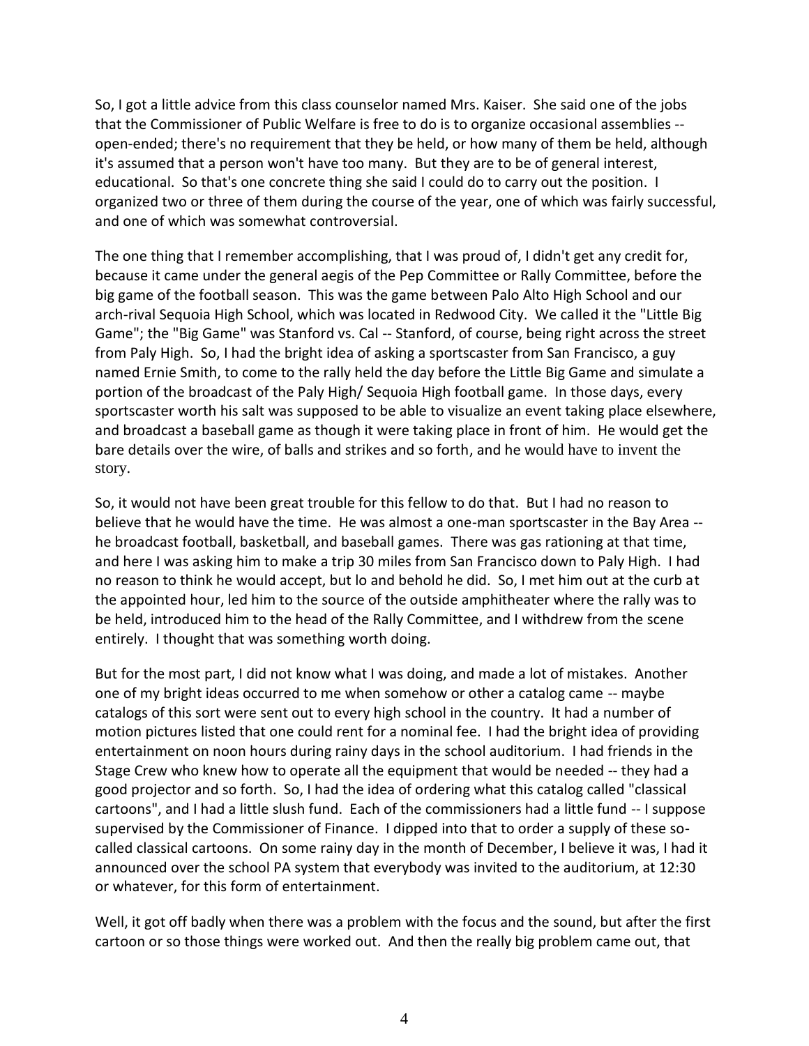So, I got a little advice from this class counselor named Mrs. Kaiser. She said one of the jobs that the Commissioner of Public Welfare is free to do is to organize occasional assemblies -- open-ended; there's no requirement that they be held, or how many of them be held, although it's assumed that a person won't have too many. But they are to be of general interest, educational. So that's one concrete thing she said I could do to carry out the position. I organized two or three of them during the course of the year, one of which was fairly successful, and one of which was somewhat controversial.

The one thing that I remember accomplishing, that I was proud of, I didn't get any credit for, because it came under the general aegis of the Pep Committee or Rally Committee, before the big game of the football season. This was the game between Palo Alto High School and our arch-rival Sequoia High School, which was located in Redwood City. We called it the "Little Big Game"; the "Big Game" was Stanford vs. Cal -- Stanford, of course, being right across the street from Paly High. So, I had the bright idea of asking a sportscaster from San Francisco, a guy named Ernie Smith, to come to the rally held the day before the Little Big Game and simulate a portion of the broadcast of the Paly High/ Sequoia High football game. In those days, every sportscaster worth his salt was supposed to be able to visualize an event taking place elsewhere, and broadcast a baseball game as though it were taking place in front of him. He would get the bare details over the wire, of balls and strikes and so forth, and he would have to invent the story.

So, it would not have been great trouble for this fellow to do that. But I had no reason to believe that he would have the time. He was almost a one-man sportscaster in the Bay Area -- he broadcast football, basketball, and baseball games. There was gas rationing at that time, and here I was asking him to make a trip 30 miles from San Francisco down to Paly High. I had no reason to think he would accept, but lo and behold he did. So, I met him out at the curb at the appointed hour, led him to the source of the outside amphitheater where the rally was to be held, introduced him to the head of the Rally Committee, and I withdrew from the scene entirely. I thought that was something worth doing.

But for the most part, I did not know what I was doing, and made a lot of mistakes. Another one of my bright ideas occurred to me when somehow or other a catalog came -- maybe catalogs of this sort were sent out to every high school in the country. It had a number of motion pictures listed that one could rent for a nominal fee. I had the bright idea of providing entertainment on noon hours during rainy days in the school auditorium. I had friends in the Stage Crew who knew how to operate all the equipment that would be needed -- they had a good projector and so forth. So, I had the idea of ordering what this catalog called "classical cartoons", and I had a little slush fund. Each of the commissioners had a little fund -- I suppose supervised by the Commissioner of Finance. I dipped into that to order a supply of these so-called classical cartoons. On some rainy day in the month of December, I believe it was, I had it announced over the school PA system that everybody was invited to the auditorium, at 12:30 or whatever, for this form of entertainment.

Well, it got off badly when there was a problem with the focus and the sound, but after the first cartoon or so those things were worked out. And then the really big problem came out, that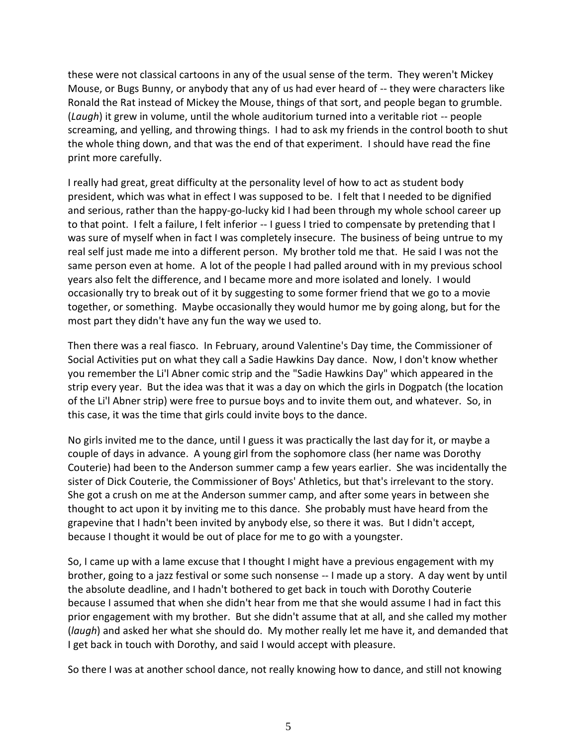these were not classical cartoons in any of the usual sense of the term. They weren't Mickey Mouse, or Bugs Bunny, or anybody that any of us had ever heard of -- they were characters like Ronald the Rat instead of Mickey the Mouse, things of that sort, and people began to grumble. (*Laugh*) it grew in volume, until the whole auditorium turned into a veritable riot -- people screaming, and yelling, and throwing things. I had to ask my friends in the control booth to shut the whole thing down, and that was the end of that experiment. I should have read the fine print more carefully.

I really had great, great difficulty at the personality level of how to act as student body president, which was what in effect I was supposed to be. I felt that I needed to be dignified and serious, rather than the happy-go-lucky kid I had been through my whole school career up to that point. I felt a failure, I felt inferior -- I guess I tried to compensate by pretending that I was sure of myself when in fact I was completely insecure. The business of being untrue to my real self just made me into a different person. My brother told me that. He said I was not the same person even at home. A lot of the people I had palled around with in my previous school years also felt the difference, and I became more and more isolated and lonely. I would occasionally try to break out of it by suggesting to some former friend that we go to a movie together, or something. Maybe occasionally they would humor me by going along, but for the most part they didn't have any fun the way we used to.

Then there was a real fiasco. In February, around Valentine's Day time, the Commissioner of Social Activities put on what they call a Sadie Hawkins Day dance. Now, I don't know whether you remember the Li'l Abner comic strip and the "Sadie Hawkins Day" which appeared in the strip every year. But the idea was that it was a day on which the girls in Dogpatch (the location of the Li'l Abner strip) were free to pursue boys and to invite them out, and whatever. So, in this case, it was the time that girls could invite boys to the dance.

No girls invited me to the dance, until I guess it was practically the last day for it, or maybe a couple of days in advance. A young girl from the sophomore class (her name was Dorothy Couterie) had been to the Anderson summer camp a few years earlier. She was incidentally the sister of Dick Couterie, the Commissioner of Boys' Athletics, but that's irrelevant to the story. She got a crush on me at the Anderson summer camp, and after some years in between she thought to act upon it by inviting me to this dance. She probably must have heard from the grapevine that I hadn't been invited by anybody else, so there it was. But I didn't accept, because I thought it would be out of place for me to go with a youngster.

So, I came up with a lame excuse that I thought I might have a previous engagement with my brother, going to a jazz festival or some such nonsense -- I made up a story. A day went by until the absolute deadline, and I hadn't bothered to get back in touch with Dorothy Couterie because I assumed that when she didn't hear from me that she would assume I had in fact this prior engagement with my brother. But she didn't assume that at all, and she called my mother (*laugh*) and asked her what she should do. My mother really let me have it, and demanded that I get back in touch with Dorothy, and said I would accept with pleasure.

So there I was at another school dance, not really knowing how to dance, and still not knowing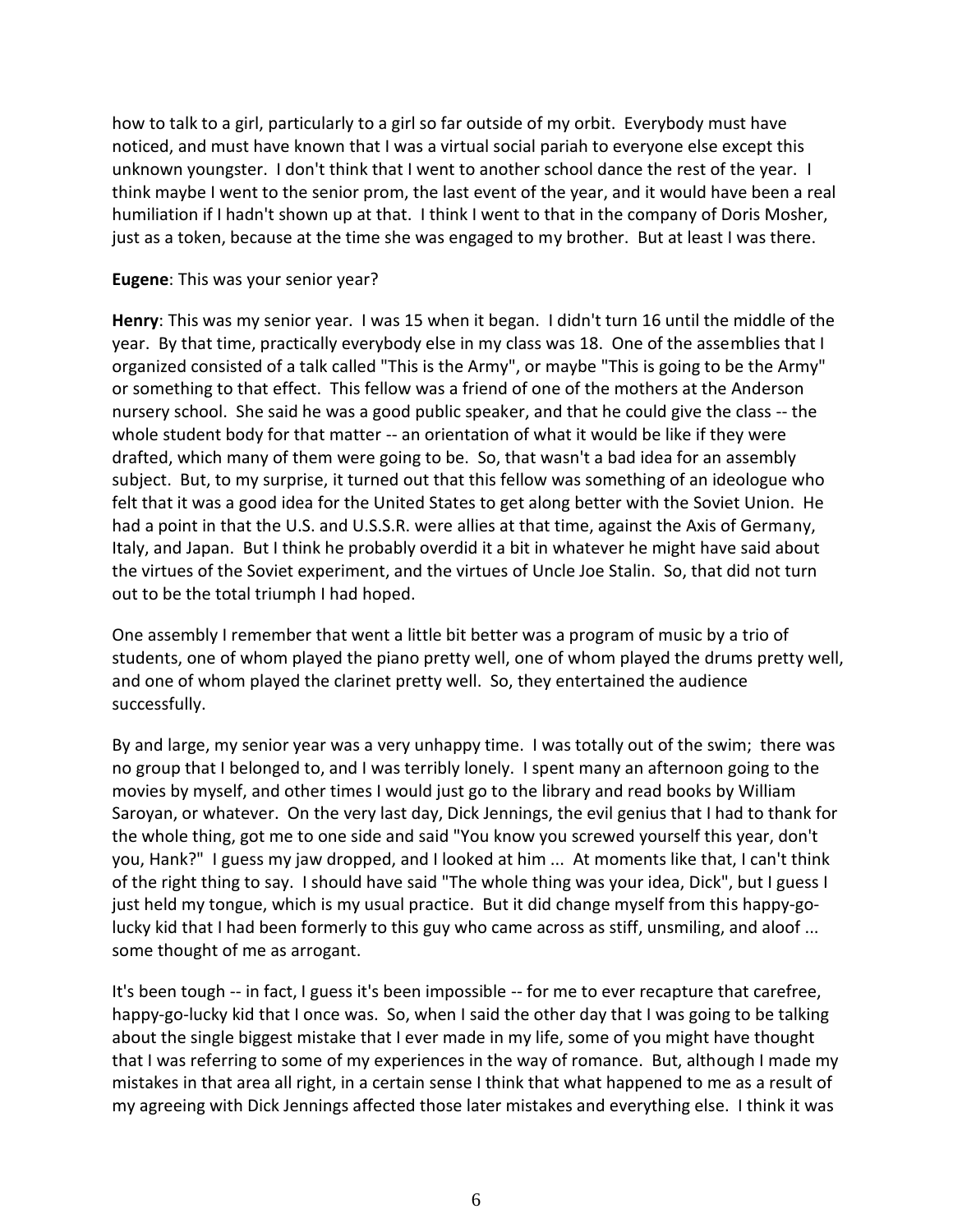how to talk to a girl, particularly to a girl so far outside of my orbit. Everybody must have noticed, and must have known that I was a virtual social pariah to everyone else except this unknown youngster. I don't think that I went to another school dance the rest of the year. I think maybe I went to the senior prom, the last event of the year, and it would have been a real humiliation if I hadn't shown up at that. I think I went to that in the company of Doris Mosher, just as a token, because at the time she was engaged to my brother. But at least I was there.

**Eugene**: This was your senior year?

**Henry**: This was my senior year. I was 15 when it began. I didn't turn 16 until the middle of the year. By that time, practically everybody else in my class was 18. One of the assemblies that I organized consisted of a talk called "This is the Army", or maybe "This is going to be the Army" or something to that effect. This fellow was a friend of one of the mothers at the Anderson nursery school. She said he was a good public speaker, and that he could give the class -- the whole student body for that matter -- an orientation of what it would be like if they were drafted, which many of them were going to be. So, that wasn't a bad idea for an assembly subject. But, to my surprise, it turned out that this fellow was something of an ideologue who felt that it was a good idea for the United States to get along better with the Soviet Union. He had a point in that the U.S. and U.S.S.R. were allies at that time, against the Axis of Germany, Italy, and Japan. But I think he probably overdid it a bit in whatever he might have said about the virtues of the Soviet experiment, and the virtues of Uncle Joe Stalin. So, that did not turn out to be the total triumph I had hoped.

One assembly I remember that went a little bit better was a program of music by a trio of students, one of whom played the piano pretty well, one of whom played the drums pretty well, and one of whom played the clarinet pretty well. So, they entertained the audience successfully.

By and large, my senior year was a very unhappy time. I was totally out of the swim; there was no group that I belonged to, and I was terribly lonely. I spent many an afternoon going to the movies by myself, and other times I would just go to the library and read books by William Saroyan, or whatever. On the very last day, Dick Jennings, the evil genius that I had to thank for the whole thing, got me to one side and said "You know you screwed yourself this year, don't you, Hank?" I guess my jaw dropped, and I looked at him ... At moments like that, I can't think of the right thing to say. I should have said "The whole thing was your idea, Dick", but I guess I just held my tongue, which is my usual practice. But it did change myself from this happy-go-lucky kid that I had been formerly to this guy who came across as stiff, unsmiling, and aloof ... some thought of me as arrogant.

It's been tough -- in fact, I guess it's been impossible -- for me to ever recapture that carefree, happy-go-lucky kid that I once was. So, when I said the other day that I was going to be talking about the single biggest mistake that I ever made in my life, some of you might have thought that I was referring to some of my experiences in the way of romance. But, although I made my mistakes in that area all right, in a certain sense I think that what happened to me as a result of my agreeing with Dick Jennings affected those later mistakes and everything else. I think it was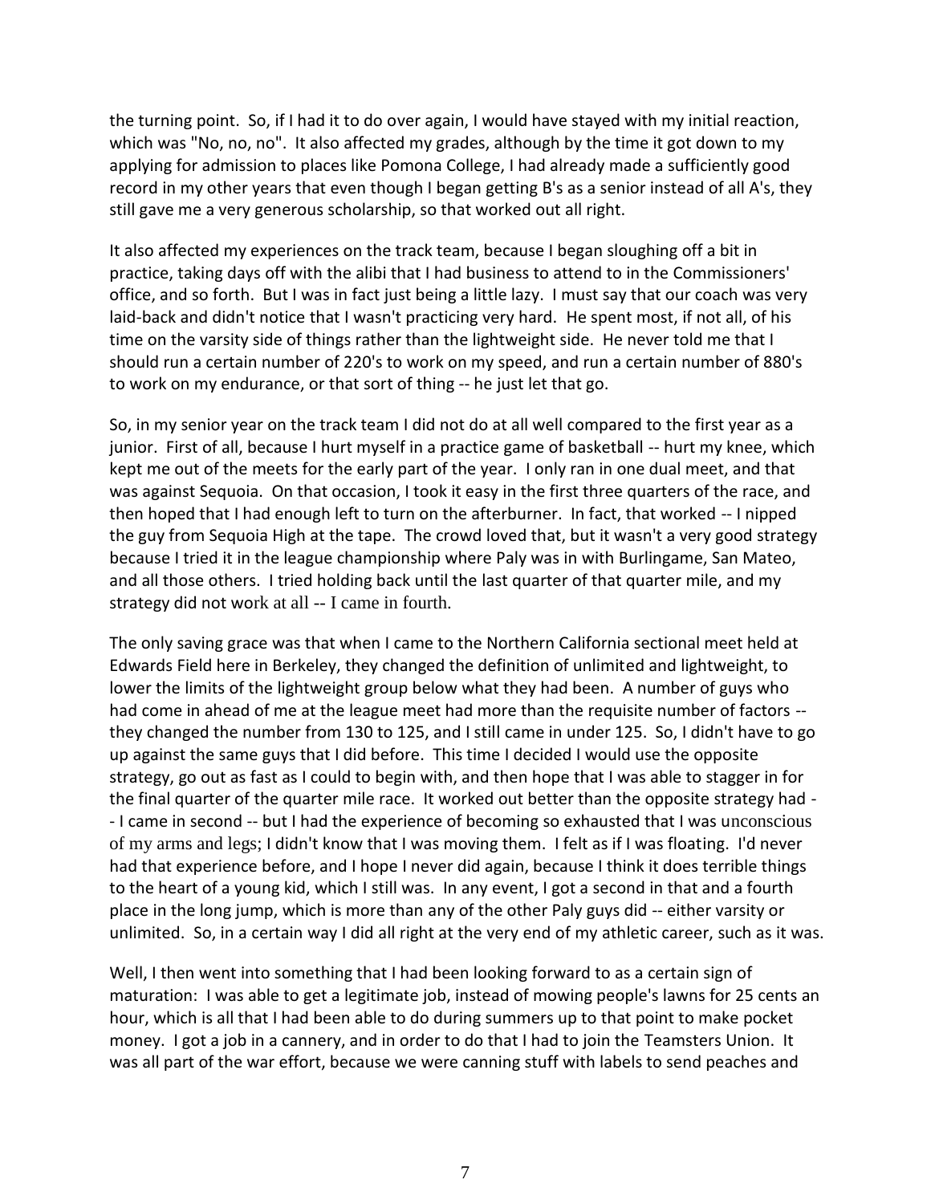the turning point. So, if I had it to do over again, I would have stayed with my initial reaction, which was "No, no, no". It also affected my grades, although by the time it got down to my applying for admission to places like Pomona College, I had already made a sufficiently good record in my other years that even though I began getting B's as a senior instead of all A's, they still gave me a very generous scholarship, so that worked out all right.

It also affected my experiences on the track team, because I began sloughing off a bit in practice, taking days off with the alibi that I had business to attend to in the Commissioners' office, and so forth. But I was in fact just being a little lazy. I must say that our coach was very laid-back and didn't notice that I wasn't practicing very hard. He spent most, if not all, of his time on the varsity side of things rather than the lightweight side. He never told me that I should run a certain number of 220's to work on my speed, and run a certain number of 880's to work on my endurance, or that sort of thing -- he just let that go.

So, in my senior year on the track team I did not do at all well compared to the first year as a junior. First of all, because I hurt myself in a practice game of basketball -- hurt my knee, which kept me out of the meets for the early part of the year. I only ran in one dual meet, and that was against Sequoia. On that occasion, I took it easy in the first three quarters of the race, and then hoped that I had enough left to turn on the afterburner. In fact, that worked -- I nipped the guy from Sequoia High at the tape. The crowd loved that, but it wasn't a very good strategy because I tried it in the league championship where Paly was in with Burlingame, San Mateo, and all those others. I tried holding back until the last quarter of that quarter mile, and my strategy did not work at all -- I came in fourth.

The only saving grace was that when I came to the Northern California sectional meet held at Edwards Field here in Berkeley, they changed the definition of unlimited and lightweight, to lower the limits of the lightweight group below what they had been. A number of guys who had come in ahead of me at the league meet had more than the requisite number of factors -- they changed the number from 130 to 125, and I still came in under 125. So, I didn't have to go up against the same guys that I did before. This time I decided I would use the opposite strategy, go out as fast as I could to begin with, and then hope that I was able to stagger in for the final quarter of the quarter mile race. It worked out better than the opposite strategy had -- I came in second -- but I had the experience of becoming so exhausted that I was unconscious of my arms and legs; I didn't know that I was moving them. I felt as if I was floating. I'd never had that experience before, and I hope I never did again, because I think it does terrible things to the heart of a young kid, which I still was. In any event, I got a second in that and a fourth place in the long jump, which is more than any of the other Paly guys did -- either varsity or unlimited. So, in a certain way I did all right at the very end of my athletic career, such as it was.

Well, I then went into something that I had been looking forward to as a certain sign of maturation: I was able to get a legitimate job, instead of mowing people's lawns for 25 cents an hour, which is all that I had been able to do during summers up to that point to make pocket money. I got a job in a cannery, and in order to do that I had to join the Teamsters Union. It was all part of the war effort, because we were canning stuff with labels to send peaches and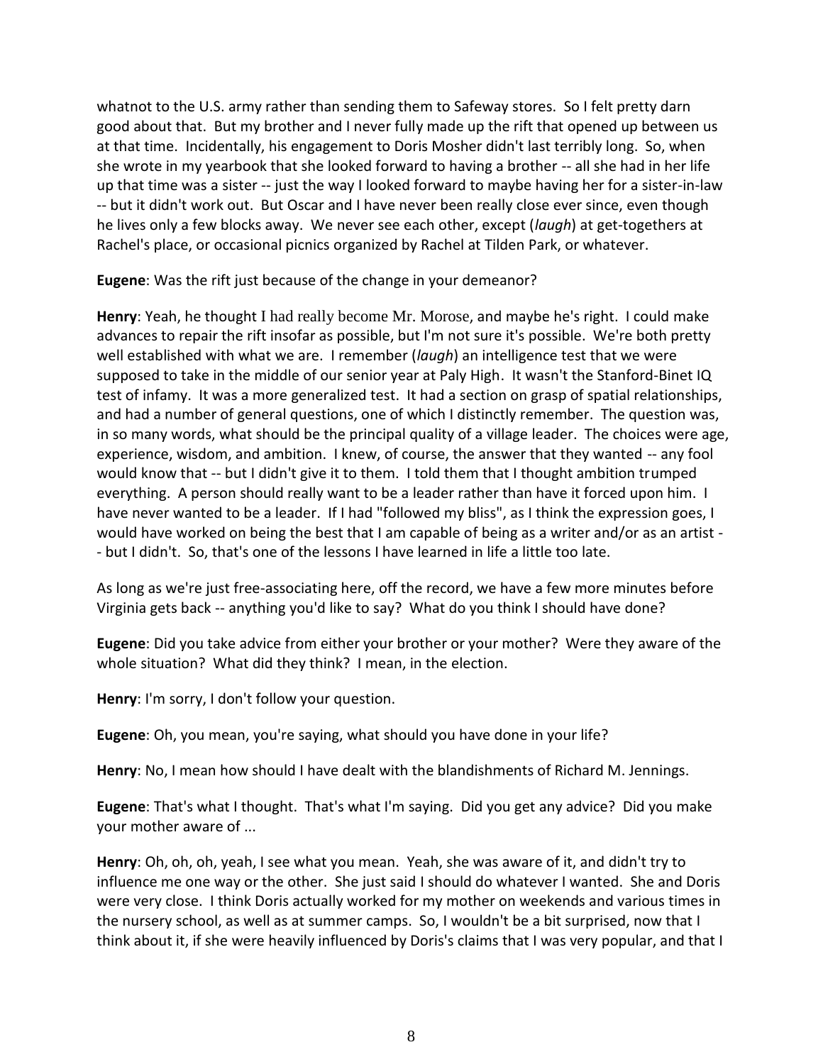whatnot to the U.S. army rather than sending them to Safeway stores. So I felt pretty darn good about that. But my brother and I never fully made up the rift that opened up between us at that time. Incidentally, his engagement to Doris Mosher didn't last terribly long. So, when she wrote in my yearbook that she looked forward to having a brother -- all she had in her life up that time was a sister -- just the way I looked forward to maybe having her for a sister-in-law -- but it didn't work out. But Oscar and I have never been really close ever since, even though he lives only a few blocks away. We never see each other, except (*laugh*) at get-togethers at Rachel's place, or occasional picnics organized by Rachel at Tilden Park, or whatever.

**Eugene**: Was the rift just because of the change in your demeanor?

**Henry**: Yeah, he thought I had really become Mr. Morose, and maybe he's right. I could make advances to repair the rift insofar as possible, but I'm not sure it's possible. We're both pretty well established with what we are. I remember (*laugh*) an intelligence test that we were supposed to take in the middle of our senior year at Paly High. It wasn't the Stanford-Binet IQ test of infamy. It was a more generalized test. It had a section on grasp of spatial relationships, and had a number of general questions, one of which I distinctly remember. The question was, in so many words, what should be the principal quality of a village leader. The choices were age, experience, wisdom, and ambition. I knew, of course, the answer that they wanted -- any fool would know that -- but I didn't give it to them. I told them that I thought ambition trumped everything. A person should really want to be a leader rather than have it forced upon him. I have never wanted to be a leader. If I had "followed my bliss", as I think the expression goes, I would have worked on being the best that I am capable of being as a writer and/or as an artist -- but I didn't. So, that's one of the lessons I have learned in life a little too late.

As long as we're just free-associating here, off the record, we have a few more minutes before Virginia gets back -- anything you'd like to say? What do you think I should have done?

**Eugene**: Did you take advice from either your brother or your mother? Were they aware of the whole situation? What did they think? I mean, in the election.

**Henry**: I'm sorry, I don't follow your question.

**Eugene**: Oh, you mean, you're saying, what should you have done in your life?

**Henry**: No, I mean how should I have dealt with the blandishments of Richard M. Jennings.

**Eugene**: That's what I thought. That's what I'm saying. Did you get any advice? Did you make your mother aware of ...

**Henry**: Oh, oh, oh, yeah, I see what you mean. Yeah, she was aware of it, and didn't try to influence me one way or the other. She just said I should do whatever I wanted. She and Doris were very close. I think Doris actually worked for my mother on weekends and various times in the nursery school, as well as at summer camps. So, I wouldn't be a bit surprised, now that I think about it, if she were heavily influenced by Doris's claims that I was very popular, and that I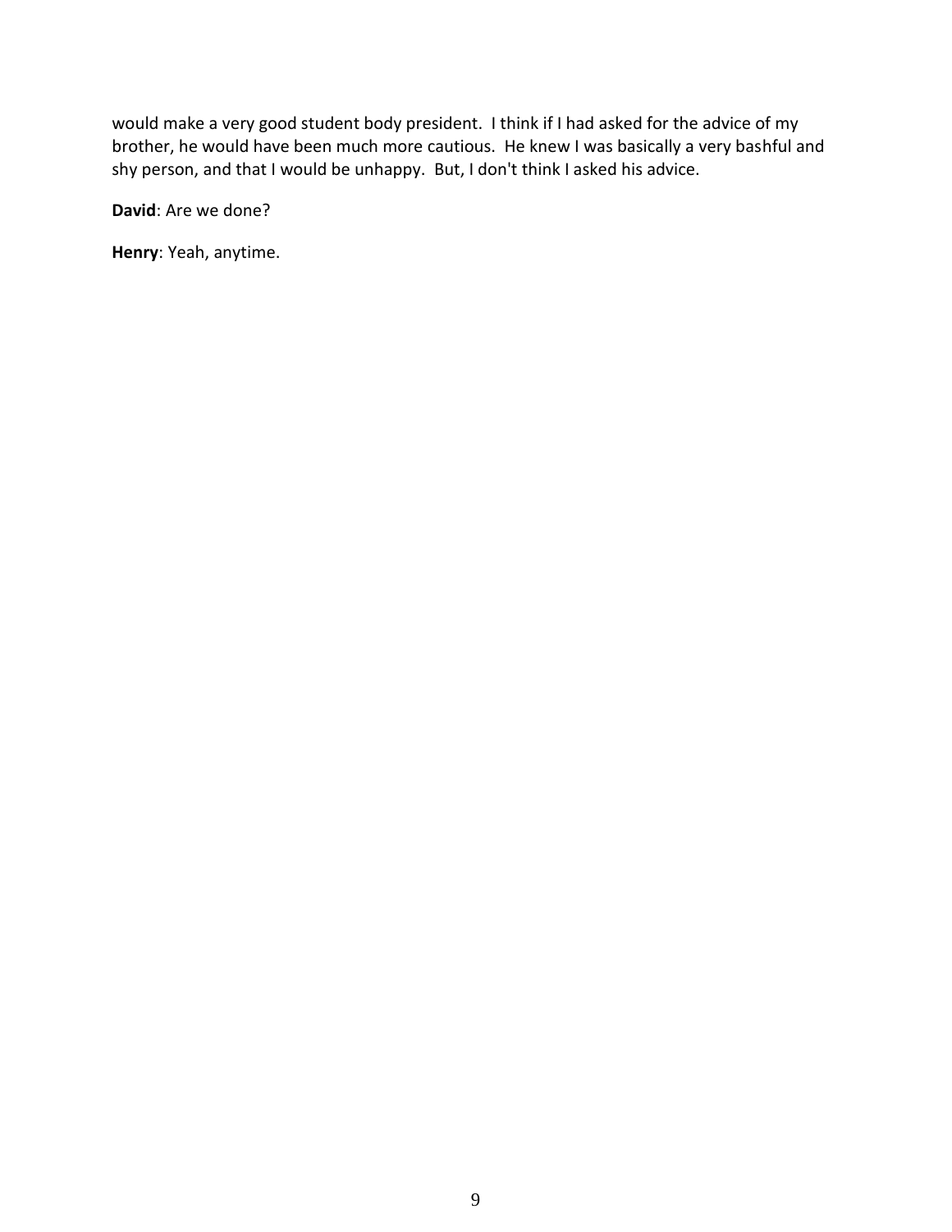would make a very good student body president. I think if I had asked for the advice of my brother, he would have been much more cautious. He knew I was basically a very bashful and shy person, and that I would be unhappy. But, I don't think I asked his advice.

**David**: Are we done?

**Henry**: Yeah, anytime.